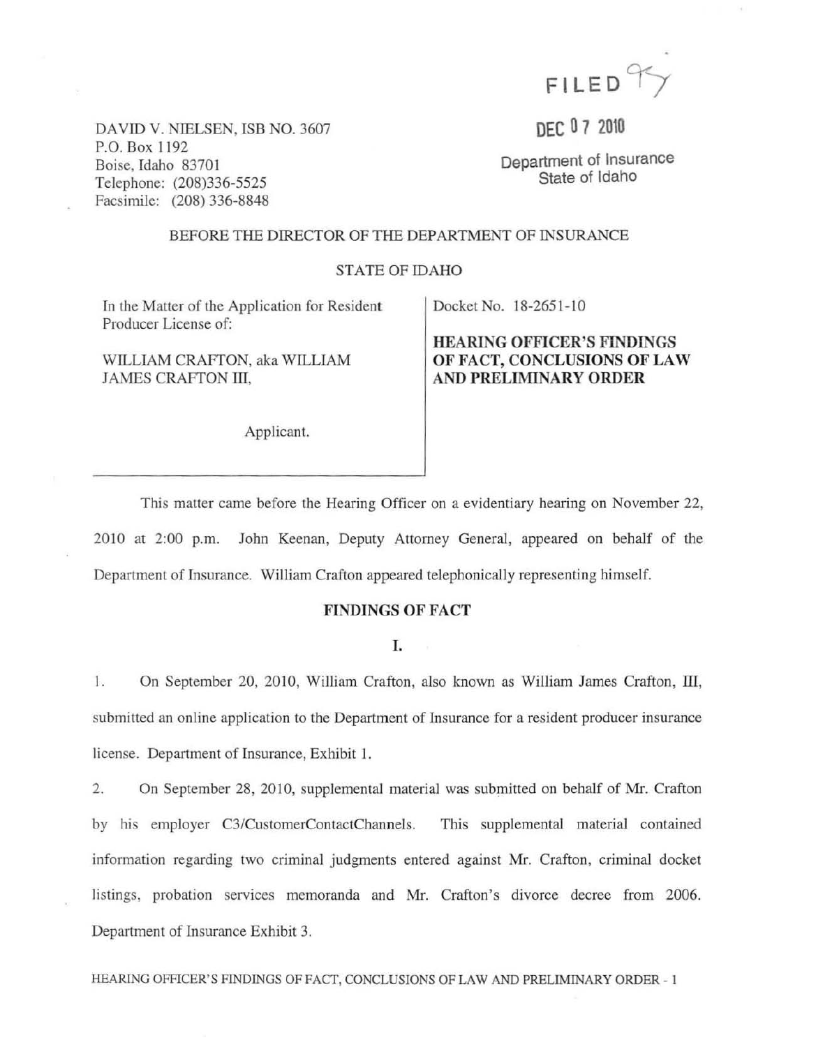FILED 95

DEC 07 2010

Department of Insurance
State of Idaho

DAVID V. NIELSEN, ISB NO. 3607
P.O. Box 1192
Boise, Idaho 83701
Telephone: (208)336-5525
Facsimile: (208) 336-8848

BEFORE THE DIRECTOR OF THE DEPARTMENT OF INSURANCE

STATE OF IDAHO

| | |
|---|---|
| In the Matter of the Application for Resident Producer License of:<br><br>WILLIAM CRAFTON, aka WILLIAM JAMES CRAFTON III,<br><br>Applicant. | Docket No. 18-2651-10<br><br>**HEARING OFFICER'S FINDINGS OF FACT, CONCLUSIONS OF LAW AND PRELIMINARY ORDER** |

This matter came before the Hearing Officer on a evidentiary hearing on November 22, 2010 at 2:00 p.m. John Keenan, Deputy Attorney General, appeared on behalf of the Department of Insurance. William Crafton appeared telephonically representing himself.

## FINDINGS OF FACT

### I.

1. On September 20, 2010, William Crafton, also known as William James Crafton, III, submitted an online application to the Department of Insurance for a resident producer insurance license. Department of Insurance, Exhibit 1.

2. On September 28, 2010, supplemental material was submitted on behalf of Mr. Crafton by his employer C3/CustomerContactChannels. This supplemental material contained information regarding two criminal judgments entered against Mr. Crafton, criminal docket listings, probation services memoranda and Mr. Crafton's divorce decree from 2006. Department of Insurance Exhibit 3.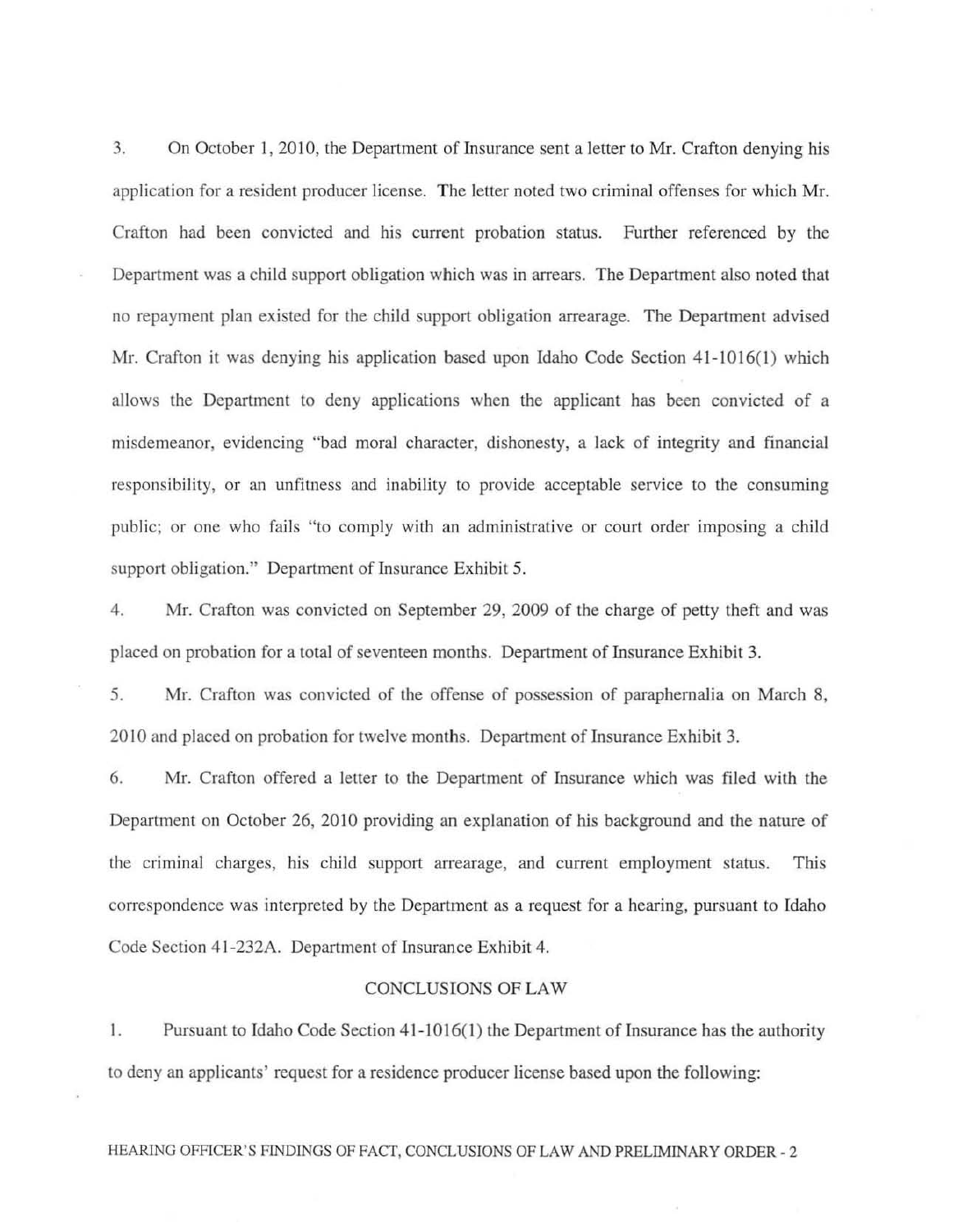3. On October 1, 2010, the Department of Insurance sent a letter to Mr. Crafton denying his application for a resident producer license. The letter noted two criminal offenses for which Mr. Crafton had been convicted and his current probation status. Further referenced by the Department was a child support obligation which was in arrears. The Department also noted that no repayment plan existed for the child support obligation arrearage. The Department advised Mr. Crafton it was denying his application based upon Idaho Code Section 41-1016(1) which allows the Department to deny applications when the applicant has been convicted of a misdemeanor, evidencing "bad moral character, dishonesty, a lack of integrity and financial responsibility, or an unfitness and inability to provide acceptable service to the consuming public; or one who fails "to comply with an administrative or court order imposing a child support obligation." Department of Insurance Exhibit 5.

4. Mr. Crafton was convicted on September 29, 2009 of the charge of petty theft and was placed on probation for a total of seventeen months. Department of Insurance Exhibit 3.

5. Mr. Crafton was convicted of the offense of possession of paraphernalia on March 8, 2010 and placed on probation for twelve months. Department of Insurance Exhibit 3.

6. Mr. Crafton offered a letter to the Department of Insurance which was filed with the Department on October 26, 2010 providing an explanation of his background and the nature of the criminal charges, his child support arrearage, and current employment status. This correspondence was interpreted by the Department as a request for a hearing, pursuant to Idaho Code Section 41-232A. Department of Insurance Exhibit 4.

## CONCLUSIONS OF LAW

1. Pursuant to Idaho Code Section 41-1016(1) the Department of Insurance has the authority to deny an applicants' request for a residence producer license based upon the following: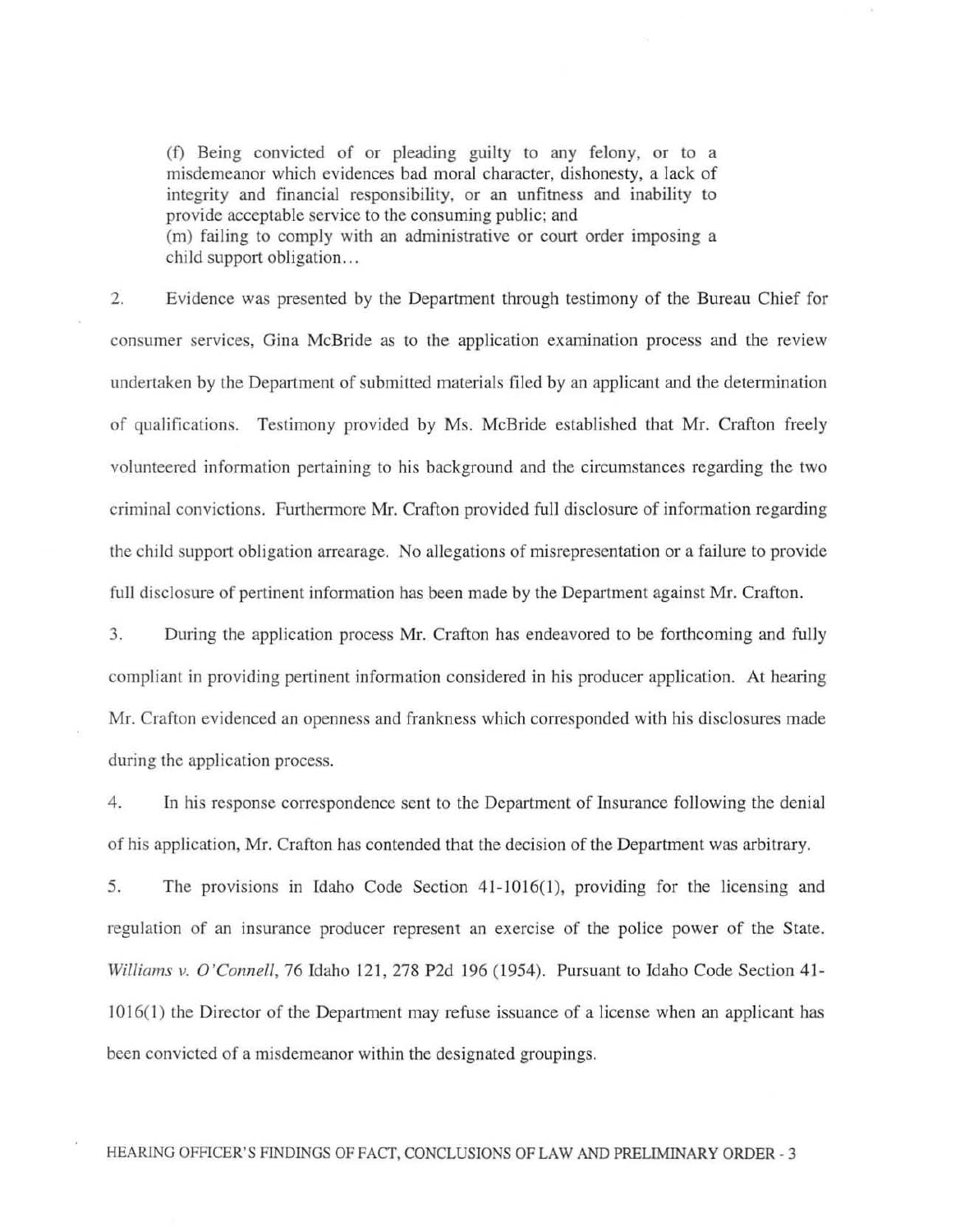> (f) Being convicted of or pleading guilty to any felony, or to a misdemeanor which evidences bad moral character, dishonesty, a lack of integrity and financial responsibility, or an unfitness and inability to provide acceptable service to the consuming public; and
> (m) failing to comply with an administrative or court order imposing a child support obligation…

2. Evidence was presented by the Department through testimony of the Bureau Chief for consumer services, Gina McBride as to the application examination process and the review undertaken by the Department of submitted materials filed by an applicant and the determination of qualifications. Testimony provided by Ms. McBride established that Mr. Crafton freely volunteered information pertaining to his background and the circumstances regarding the two criminal convictions. Furthermore Mr. Crafton provided full disclosure of information regarding the child support obligation arrearage. No allegations of misrepresentation or a failure to provide full disclosure of pertinent information has been made by the Department against Mr. Crafton.

3. During the application process Mr. Crafton has endeavored to be forthcoming and fully compliant in providing pertinent information considered in his producer application. At hearing Mr. Crafton evidenced an openness and frankness which corresponded with his disclosures made during the application process.

4. In his response correspondence sent to the Department of Insurance following the denial of his application, Mr. Crafton has contended that the decision of the Department was arbitrary.

5. The provisions in Idaho Code Section 41-1016(1), providing for the licensing and regulation of an insurance producer represent an exercise of the police power of the State. *Williams v. O'Connell*, 76 Idaho 121, 278 P2d 196 (1954). Pursuant to Idaho Code Section 41-1016(1) the Director of the Department may refuse issuance of a license when an applicant has been convicted of a misdemeanor within the designated groupings.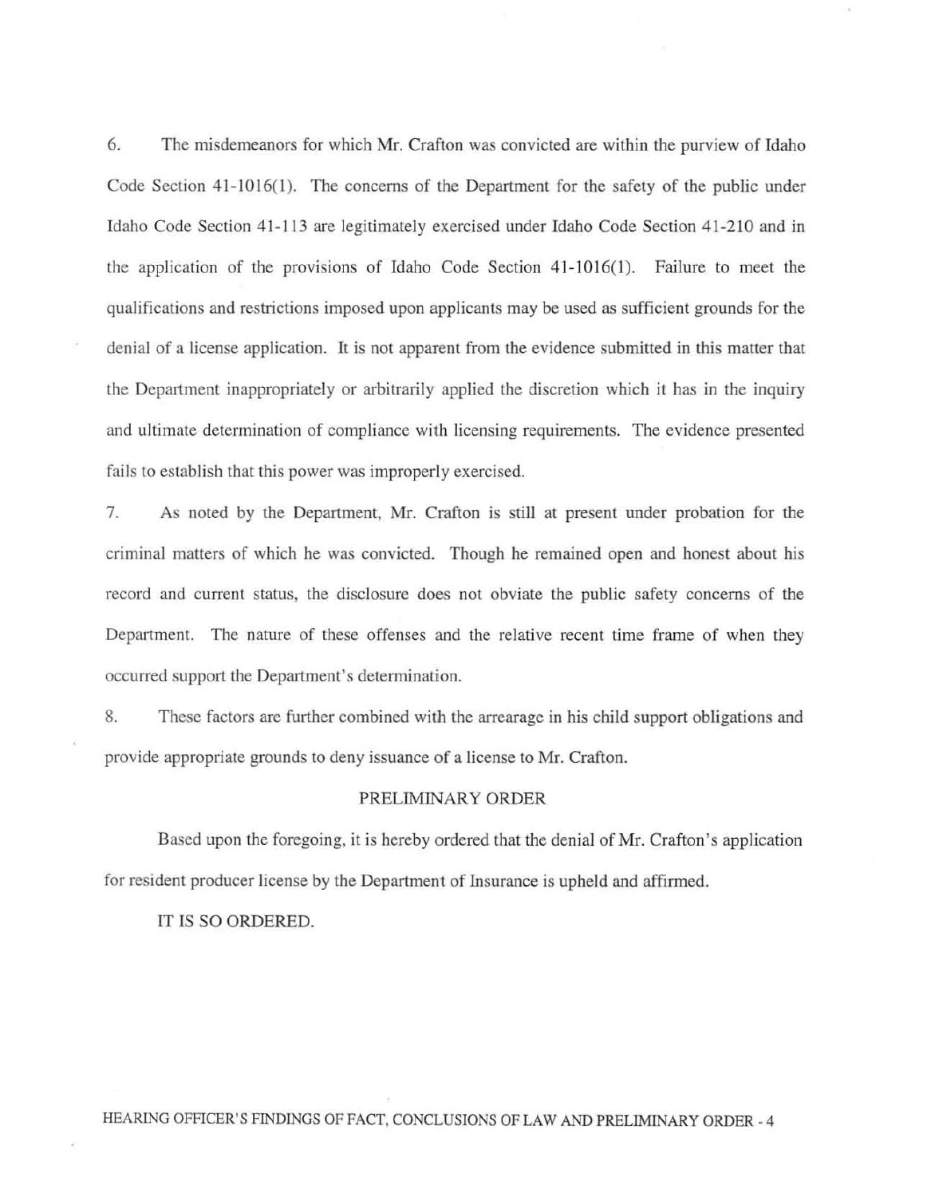6. The misdemeanors for which Mr. Crafton was convicted are within the purview of Idaho Code Section 41-1016(1). The concerns of the Department for the safety of the public under Idaho Code Section 41-113 are legitimately exercised under Idaho Code Section 41-210 and in the application of the provisions of Idaho Code Section 41-1016(1). Failure to meet the qualifications and restrictions imposed upon applicants may be used as sufficient grounds for the denial of a license application. It is not apparent from the evidence submitted in this matter that the Department inappropriately or arbitrarily applied the discretion which it has in the inquiry and ultimate determination of compliance with licensing requirements. The evidence presented fails to establish that this power was improperly exercised.

7. As noted by the Department, Mr. Crafton is still at present under probation for the criminal matters of which he was convicted. Though he remained open and honest about his record and current status, the disclosure does not obviate the public safety concerns of the Department. The nature of these offenses and the relative recent time frame of when they occurred support the Department's determination.

8. These factors are further combined with the arrearage in his child support obligations and provide appropriate grounds to deny issuance of a license to Mr. Crafton.

## PRELIMINARY ORDER

Based upon the foregoing, it is hereby ordered that the denial of Mr. Crafton's application for resident producer license by the Department of Insurance is upheld and affirmed.

IT IS SO ORDERED.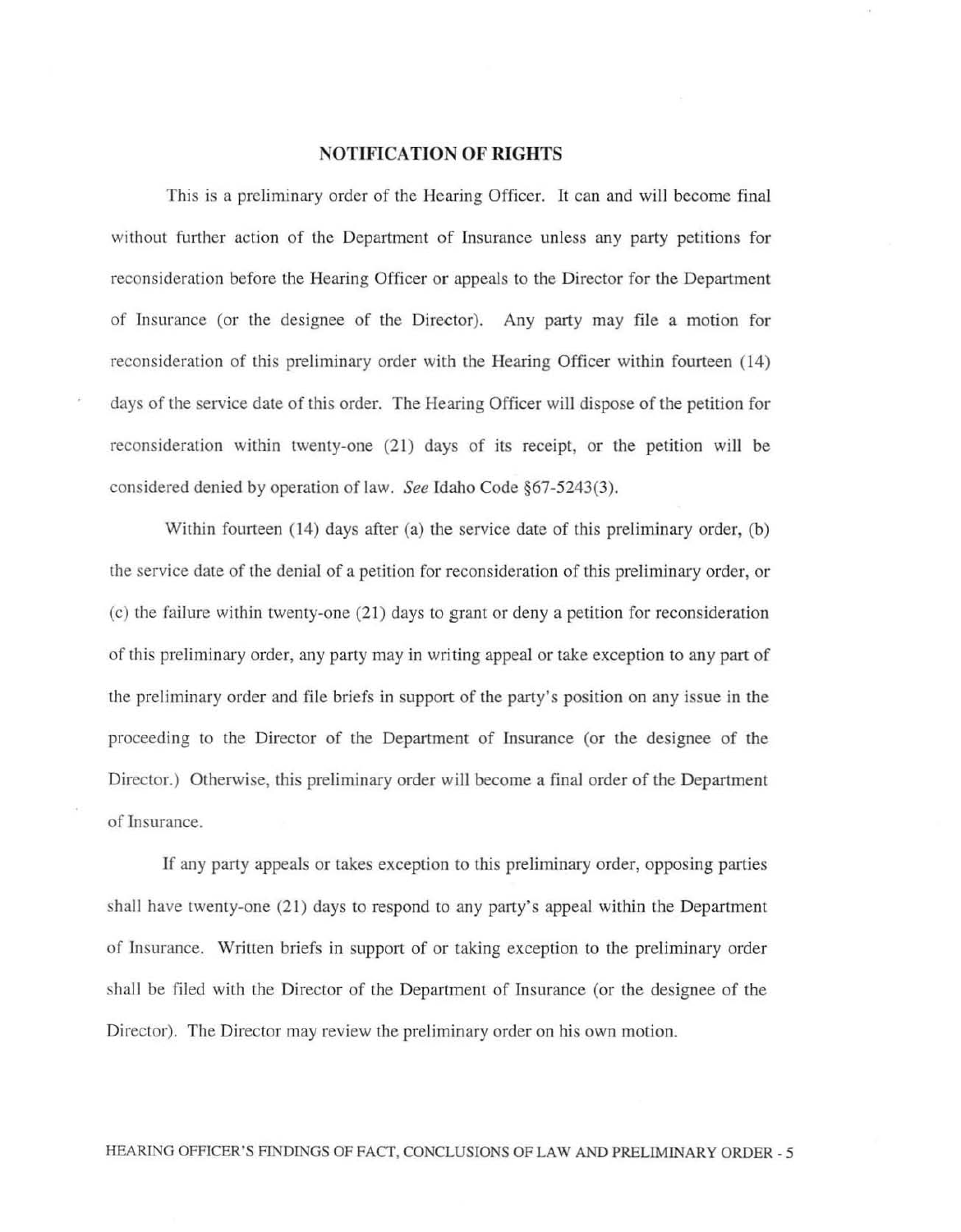## NOTIFICATION OF RIGHTS

This is a preliminary order of the Hearing Officer. It can and will become final without further action of the Department of Insurance unless any party petitions for reconsideration before the Hearing Officer or appeals to the Director for the Department of Insurance (or the designee of the Director). Any party may file a motion for reconsideration of this preliminary order with the Hearing Officer within fourteen (14) days of the service date of this order. The Hearing Officer will dispose of the petition for reconsideration within twenty-one (21) days of its receipt, or the petition will be considered denied by operation of law. *See* Idaho Code §67-5243(3).

Within fourteen (14) days after (a) the service date of this preliminary order, (b) the service date of the denial of a petition for reconsideration of this preliminary order, or (c) the failure within twenty-one (21) days to grant or deny a petition for reconsideration of this preliminary order, any party may in writing appeal or take exception to any part of the preliminary order and file briefs in support of the party's position on any issue in the proceeding to the Director of the Department of Insurance (or the designee of the Director.) Otherwise, this preliminary order will become a final order of the Department of Insurance.

If any party appeals or takes exception to this preliminary order, opposing parties shall have twenty-one (21) days to respond to any party's appeal within the Department of Insurance. Written briefs in support of or taking exception to the preliminary order shall be filed with the Director of the Department of Insurance (or the designee of the Director). The Director may review the preliminary order on his own motion.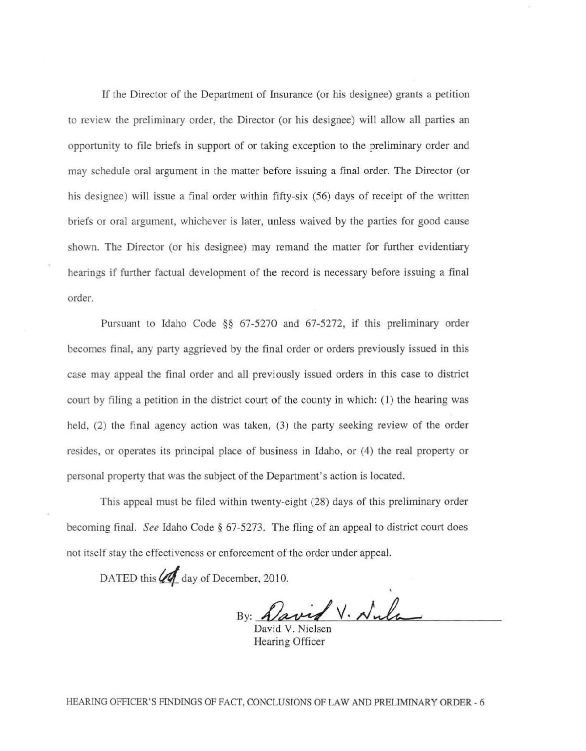If the Director of the Department of Insurance (or his designee) grants a petition to review the preliminary order, the Director (or his designee) will allow all parties an opportunity to file briefs in support of or taking exception to the preliminary order and may schedule oral argument in the matter before issuing a final order. The Director (or his designee) will issue a final order within fifty-six (56) days of receipt of the written briefs or oral argument, whichever is later, unless waived by the parties for good cause shown. The Director (or his designee) may remand the matter for further evidentiary hearings if further factual development of the record is necessary before issuing a final order.

Pursuant to Idaho Code §§ 67-5270 and 67-5272, if this preliminary order becomes final, any party aggrieved by the final order or orders previously issued in this case may appeal the final order and all previously issued orders in this case to district court by filing a petition in the district court of the county in which: (1) the hearing was held, (2) the final agency action was taken, (3) the party seeking review of the order resides, or operates its principal place of business in Idaho, or (4) the real property or personal property that was the subject of the Department's action is located.

This appeal must be filed within twenty-eight (28) days of this preliminary order becoming final. *See* Idaho Code § 67-5273. The fling of an appeal to district court does not itself stay the effectiveness or enforcement of the order under appeal.

DATED this 6th day of December, 2010.

By: David V. Nielsen
David V. Nielsen
Hearing Officer

HEARING OFFICER'S FINDINGS OF FACT, CONCLUSIONS OF LAW AND PRELIMINARY ORDER - 6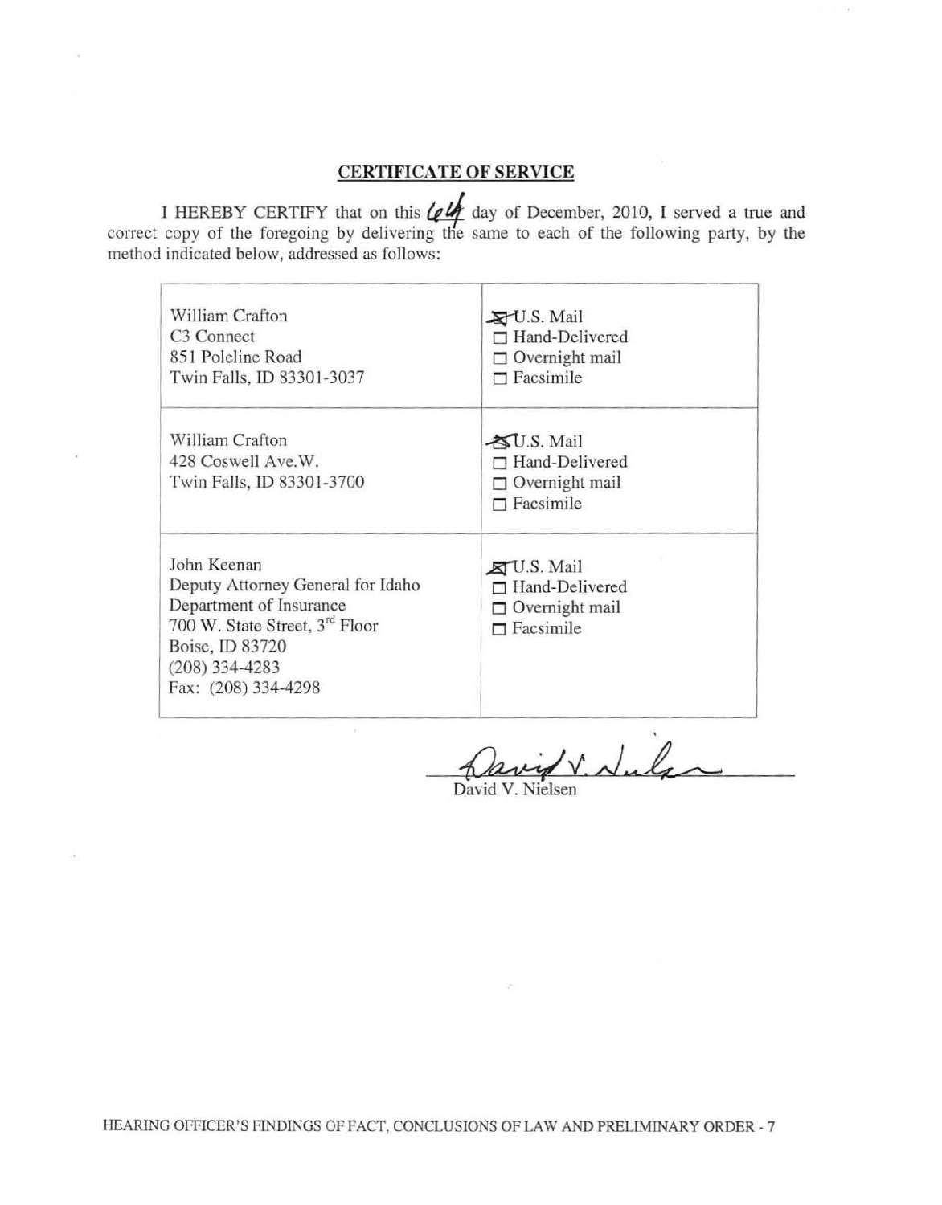## CERTIFICATE OF SERVICE

I HEREBY CERTIFY that on this 6th day of December, 2010, I served a true and correct copy of the foregoing by delivering the same to each of the following party, by the method indicated below, addressed as follows:

| | |
|---|---|
| William Crafton<br>C3 Connect<br>851 Poleline Road<br>Twin Falls, ID 83301-3037 | ☒ U.S. Mail<br>☐ Hand-Delivered<br>☐ Overnight mail<br>☐ Facsimile |
| William Crafton<br>428 Coswell Ave.W.<br>Twin Falls, ID 83301-3700 | ☒ U.S. Mail<br>☐ Hand-Delivered<br>☐ Overnight mail<br>☐ Facsimile |
| John Keenan<br>Deputy Attorney General for Idaho<br>Department of Insurance<br>700 W. State Street, 3rd Floor<br>Boise, ID 83720<br>(208) 334-4283<br>Fax: (208) 334-4298 | ☒ U.S. Mail<br>☐ Hand-Delivered<br>☐ Overnight mail<br>☐ Facsimile |

David V. Nielsen

HEARING OFFICER'S FINDINGS OF FACT, CONCLUSIONS OF LAW AND PRELIMINARY ORDER - 7